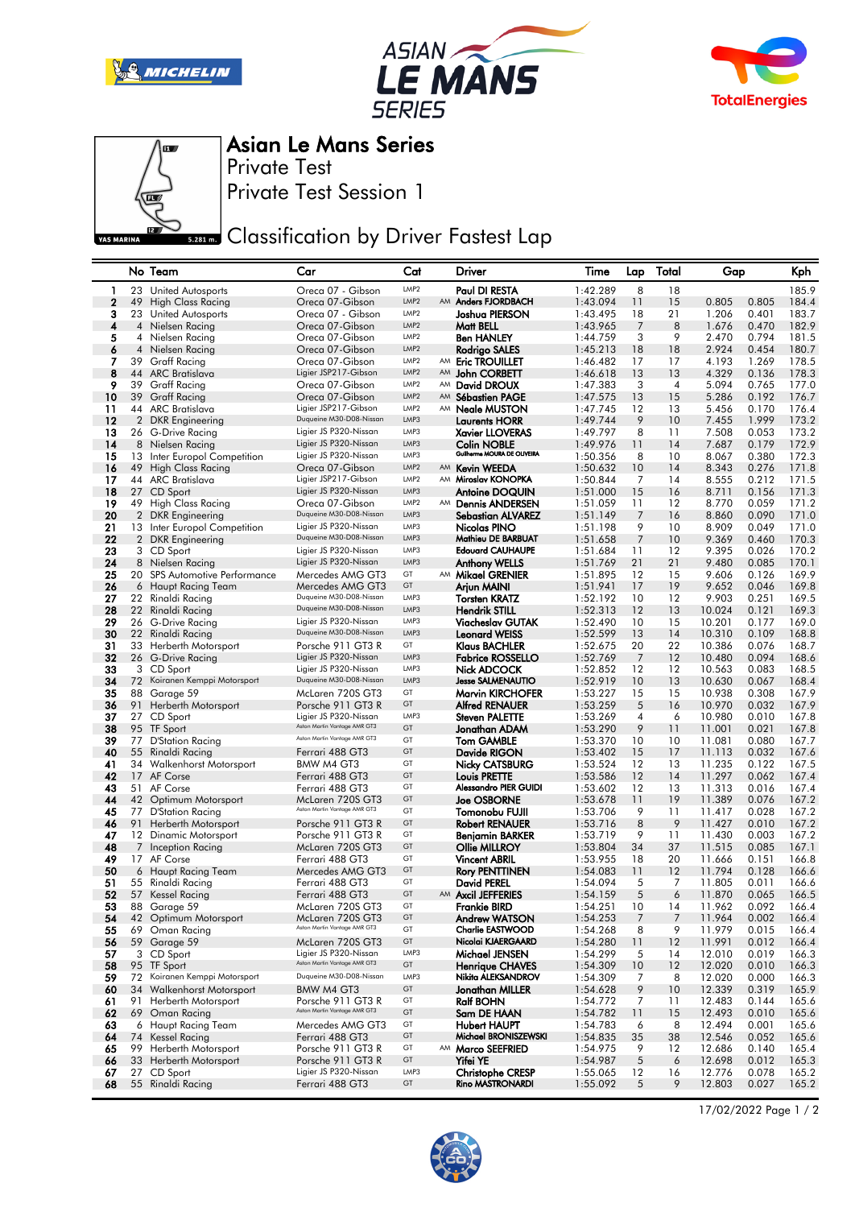# Asian Le Mans Series

Private Test

Private Test Session 1

## Classification by Driver Fastest Lap

| | No | Team | Car | Cat | | Driver | Time | Lap | Total | Gap | | Kph |
|---|---|---|---|---|---|---|---|---|---|---|---|---|
| 1 | 23 | United Autosports | Oreca 07 - Gibson | LMP2 | | Paul DI RESTA | 1:42.289 | 8 | 18 | | | 185.9 |
| 2 | 49 | High Class Racing | Oreca 07-Gibson | LMP2 | AM | Anders FJORDBACH | 1:43.094 | 11 | 15 | 0.805 | 0.805 | 184.4 |
| 3 | 23 | United Autosports | Oreca 07 - Gibson | LMP2 | | Joshua PIERSON | 1:43.495 | 18 | 21 | 1.206 | 0.401 | 183.7 |
| 4 | 4 | Nielsen Racing | Oreca 07-Gibson | LMP2 | | Matt BELL | 1:43.965 | 7 | 8 | 1.676 | 0.470 | 182.9 |
| 5 | 4 | Nielsen Racing | Oreca 07-Gibson | LMP2 | | Ben HANLEY | 1:44.759 | 3 | 9 | 2.470 | 0.794 | 181.5 |
| 6 | 4 | Nielsen Racing | Oreca 07-Gibson | LMP2 | | Rodrigo SALES | 1:45.213 | 18 | 18 | 2.924 | 0.454 | 180.7 |
| 7 | 39 | Graff Racing | Oreca 07-Gibson | LMP2 | AM | Eric TROUILLET | 1:46.482 | 17 | 17 | 4.193 | 1.269 | 178.5 |
| 8 | 44 | ARC Bratislava | Ligier JSP217-Gibson | LMP2 | AM | John CORBETT | 1:46.618 | 13 | 13 | 4.329 | 0.136 | 178.3 |
| 9 | 39 | Graff Racing | Oreca 07-Gibson | LMP2 | AM | David DROUX | 1:47.383 | 3 | 4 | 5.094 | 0.765 | 177.0 |
| 10 | 39 | Graff Racing | Oreca 07-Gibson | LMP2 | AM | Sébastien PAGE | 1:47.575 | 13 | 15 | 5.286 | 0.192 | 176.7 |
| 11 | 44 | ARC Bratislava | Ligier JSP217-Gibson | LMP2 | AM | Neale MUSTON | 1:47.745 | 12 | 13 | 5.456 | 0.170 | 176.4 |
| 12 | 2 | DKR Engineering | Duqueine M30-D08-Nissan | LMP3 | | Laurents HORR | 1:49.744 | 9 | 10 | 7.455 | 1.999 | 173.2 |
| 13 | 26 | G-Drive Racing | Ligier JS P320-Nissan | LMP3 | | Xavier LLOVERAS | 1:49.797 | 8 | 11 | 7.508 | 0.053 | 173.2 |
| 14 | 8 | Nielsen Racing | Ligier JS P320-Nissan | LMP3 | | Colin NOBLE | 1:49.976 | 11 | 14 | 7.687 | 0.179 | 172.9 |
| 15 | 13 | Inter Europol Competition | Ligier JS P320-Nissan | LMP3 | | Guilherme MOURA DE OLIVEIRA | 1:50.356 | 8 | 10 | 8.067 | 0.380 | 172.3 |
| 16 | 49 | High Class Racing | Oreca 07-Gibson | LMP2 | AM | Kevin WEEDA | 1:50.632 | 10 | 14 | 8.343 | 0.276 | 171.8 |
| 17 | 44 | ARC Bratislava | Ligier JSP217-Gibson | LMP2 | AM | Miroslav KONOPKA | 1:50.844 | 7 | 14 | 8.555 | 0.212 | 171.5 |
| 18 | 27 | CD Sport | Ligier JS P320-Nissan | LMP3 | | Antoine DOQUIN | 1:51.000 | 15 | 16 | 8.711 | 0.156 | 171.3 |
| 19 | 49 | High Class Racing | Oreca 07-Gibson | LMP2 | AM | Dennis ANDERSEN | 1:51.059 | 11 | 12 | 8.770 | 0.059 | 171.2 |
| 20 | 2 | DKR Engineering | Duqueine M30-D08-Nissan | LMP3 | | Sebastian ALVAREZ | 1:51.149 | 7 | 16 | 8.860 | 0.090 | 171.0 |
| 21 | 13 | Inter Europol Competition | Ligier JS P320-Nissan | LMP3 | | Nicolas PINO | 1:51.198 | 9 | 10 | 8.909 | 0.049 | 171.0 |
| 22 | 2 | DKR Engineering | Duqueine M30-D08-Nissan | LMP3 | | Mathieu DE BARBUAT | 1:51.658 | 7 | 10 | 9.369 | 0.460 | 170.3 |
| 23 | 3 | CD Sport | Ligier JS P320-Nissan | LMP3 | | Edouard CAUHAUPE | 1:51.684 | 11 | 12 | 9.395 | 0.026 | 170.2 |
| 24 | 8 | Nielsen Racing | Ligier JS P320-Nissan | LMP3 | | Anthony WELLS | 1:51.769 | 21 | 21 | 9.480 | 0.085 | 170.1 |
| 25 | 20 | SPS Automotive Performance | Mercedes AMG GT3 | GT | AM | Mikael GRENIER | 1:51.895 | 12 | 15 | 9.606 | 0.126 | 169.9 |
| 26 | 6 | Haupt Racing Team | Mercedes AMG GT3 | GT | | Arjun MAINI | 1:51.941 | 17 | 19 | 9.652 | 0.046 | 169.8 |
| 27 | 22 | Rinaldi Racing | Duqueine M30-D08-Nissan | LMP3 | | Torsten KRATZ | 1:52.192 | 10 | 12 | 9.903 | 0.251 | 169.5 |
| 28 | 22 | Rinaldi Racing | Duqueine M30-D08-Nissan | LMP3 | | Hendrik STILL | 1:52.313 | 12 | 13 | 10.024 | 0.121 | 169.3 |
| 29 | 26 | G-Drive Racing | Ligier JS P320-Nissan | LMP3 | | Viacheslav GUTAK | 1:52.490 | 10 | 15 | 10.201 | 0.177 | 169.0 |
| 30 | 22 | Rinaldi Racing | Duqueine M30-D08-Nissan | LMP3 | | Leonard WEISS | 1:52.599 | 13 | 14 | 10.310 | 0.109 | 168.8 |
| 31 | 33 | Herberth Motorsport | Porsche 911 GT3 R | GT | | Klaus BACHLER | 1:52.675 | 20 | 22 | 10.386 | 0.076 | 168.7 |
| 32 | 26 | G-Drive Racing | Ligier JS P320-Nissan | LMP3 | | Fabrice ROSSELLO | 1:52.769 | 7 | 12 | 10.480 | 0.094 | 168.6 |
| 33 | 3 | CD Sport | Ligier JS P320-Nissan | LMP3 | | Nick ADCOCK | 1:52.852 | 12 | 12 | 10.563 | 0.083 | 168.5 |
| 34 | 72 | Koiranen Kemppi Motorsport | Duqueine M30-D08-Nissan | LMP3 | | Jesse SALMENAUTIO | 1:52.919 | 10 | 13 | 10.630 | 0.067 | 168.4 |
| 35 | 88 | Garage 59 | McLaren 720S GT3 | GT | | Marvin KIRCHOFER | 1:53.227 | 15 | 15 | 10.938 | 0.308 | 167.9 |
| 36 | 91 | Herberth Motorsport | Porsche 911 GT3 R | GT | | Alfred RENAUER | 1:53.259 | 5 | 16 | 10.970 | 0.032 | 167.9 |
| 37 | 27 | CD Sport | Ligier JS P320-Nissan | LMP3 | | Steven PALETTE | 1:53.269 | 4 | 6 | 10.980 | 0.010 | 167.8 |
| 38 | 95 | TF Sport | Aston Martin Vantage AMR GT3 | GT | | Jonathan ADAM | 1:53.290 | 9 | 11 | 11.001 | 0.021 | 167.8 |
| 39 | 77 | D'Station Racing | Aston Martin Vantage AMR GT3 | GT | | Tom GAMBLE | 1:53.370 | 10 | 10 | 11.081 | 0.080 | 167.7 |
| 40 | 55 | Rinaldi Racing | Ferrari 488 GT3 | GT | | Davide RIGON | 1:53.402 | 15 | 17 | 11.113 | 0.032 | 167.6 |
| 41 | 34 | Walkenhorst Motorsport | BMW M4 GT3 | GT | | Nicky CATSBURG | 1:53.524 | 12 | 13 | 11.235 | 0.122 | 167.5 |
| 42 | 17 | AF Corse | Ferrari 488 GT3 | GT | | Louis PRETTE | 1:53.586 | 12 | 14 | 11.297 | 0.062 | 167.4 |
| 43 | 51 | AF Corse | Ferrari 488 GT3 | GT | | Alessandro PIER GUIDI | 1:53.602 | 12 | 13 | 11.313 | 0.016 | 167.4 |
| 44 | 42 | Optimum Motorsport | McLaren 720S GT3 | GT | | Joe OSBORNE | 1:53.678 | 11 | 19 | 11.389 | 0.076 | 167.2 |
| 45 | 77 | D'Station Racing | Aston Martin Vantage AMR GT3 | GT | | Tomonobu FUJII | 1:53.706 | 9 | 11 | 11.417 | 0.028 | 167.2 |
| 46 | 91 | Herberth Motorsport | Porsche 911 GT3 R | GT | | Robert RENAUER | 1:53.716 | 8 | 9 | 11.427 | 0.010 | 167.2 |
| 47 | 12 | Dinamic Motorsport | Porsche 911 GT3 R | GT | | Benjamin BARKER | 1:53.719 | 9 | 11 | 11.430 | 0.003 | 167.2 |
| 48 | 7 | Inception Racing | McLaren 720S GT3 | GT | | Ollie MILLROY | 1:53.804 | 34 | 37 | 11.515 | 0.085 | 167.1 |
| 49 | 17 | AF Corse | Ferrari 488 GT3 | GT | | Vincent ABRIL | 1:53.955 | 18 | 20 | 11.666 | 0.151 | 166.8 |
| 50 | 6 | Haupt Racing Team | Mercedes AMG GT3 | GT | | Rory PENTTINEN | 1:54.083 | 11 | 12 | 11.794 | 0.128 | 166.6 |
| 51 | 55 | Rinaldi Racing | Ferrari 488 GT3 | GT | | David PEREL | 1:54.094 | 5 | 7 | 11.805 | 0.011 | 166.6 |
| 52 | 57 | Kessel Racing | Ferrari 488 GT3 | GT | AM | Axcil JEFFERIES | 1:54.159 | 5 | 6 | 11.870 | 0.065 | 166.5 |
| 53 | 88 | Garage 59 | McLaren 720S GT3 | GT | | Frankie BIRD | 1:54.251 | 10 | 14 | 11.962 | 0.092 | 166.4 |
| 54 | 42 | Optimum Motorsport | McLaren 720S GT3 | GT | | Andrew WATSON | 1:54.253 | 7 | 7 | 11.964 | 0.002 | 166.4 |
| 55 | 69 | Oman Racing | Aston Martin Vantage AMR GT3 | GT | | Charlie EASTWOOD | 1:54.268 | 8 | 9 | 11.979 | 0.015 | 166.4 |
| 56 | 59 | Garage 59 | McLaren 720S GT3 | GT | | Nicolai KJAERGAARD | 1:54.280 | 11 | 12 | 11.991 | 0.012 | 166.4 |
| 57 | 3 | CD Sport | Ligier JS P320-Nissan | LMP3 | | Michael JENSEN | 1:54.299 | 5 | 14 | 12.010 | 0.019 | 166.3 |
| 58 | 95 | TF Sport | Aston Martin Vantage AMR GT3 | GT | | Henrique CHAVES | 1:54.309 | 10 | 12 | 12.020 | 0.010 | 166.3 |
| 59 | 72 | Koiranen Kemppi Motorsport | Duqueine M30-D08-Nissan | LMP3 | | Nikita ALEKSANDROV | 1:54.309 | 7 | 8 | 12.020 | 0.000 | 166.3 |
| 60 | 34 | Walkenhorst Motorsport | BMW M4 GT3 | GT | | Jonathan MILLER | 1:54.628 | 9 | 10 | 12.339 | 0.319 | 165.9 |
| 61 | 91 | Herberth Motorsport | Porsche 911 GT3 R | GT | | Ralf BOHN | 1:54.772 | 7 | 11 | 12.483 | 0.144 | 165.6 |
| 62 | 69 | Oman Racing | Aston Martin Vantage AMR GT3 | GT | | Sam DE HAAN | 1:54.782 | 11 | 15 | 12.493 | 0.010 | 165.6 |
| 63 | 6 | Haupt Racing Team | Mercedes AMG GT3 | GT | | Hubert HAUPT | 1:54.783 | 6 | 8 | 12.494 | 0.001 | 165.6 |
| 64 | 74 | Kessel Racing | Ferrari 488 GT3 | GT | | Michael BRONISZEWSKI | 1:54.835 | 35 | 38 | 12.546 | 0.052 | 165.6 |
| 65 | 99 | Herberth Motorsport | Porsche 911 GT3 R | GT | AM | Marco SEEFRIED | 1:54.975 | 9 | 12 | 12.686 | 0.140 | 165.4 |
| 66 | 33 | Herberth Motorsport | Porsche 911 GT3 R | GT | | Yifei YE | 1:54.987 | 5 | 6 | 12.698 | 0.012 | 165.3 |
| 67 | 27 | CD Sport | Ligier JS P320-Nissan | LMP3 | | Christophe CRESP | 1:55.065 | 12 | 16 | 12.776 | 0.078 | 165.2 |
| 68 | 55 | Rinaldi Racing | Ferrari 488 GT3 | GT | | Rino MASTRONARDI | 1:55.092 | 5 | 9 | 12.803 | 0.027 | 165.2 |

17/02/2022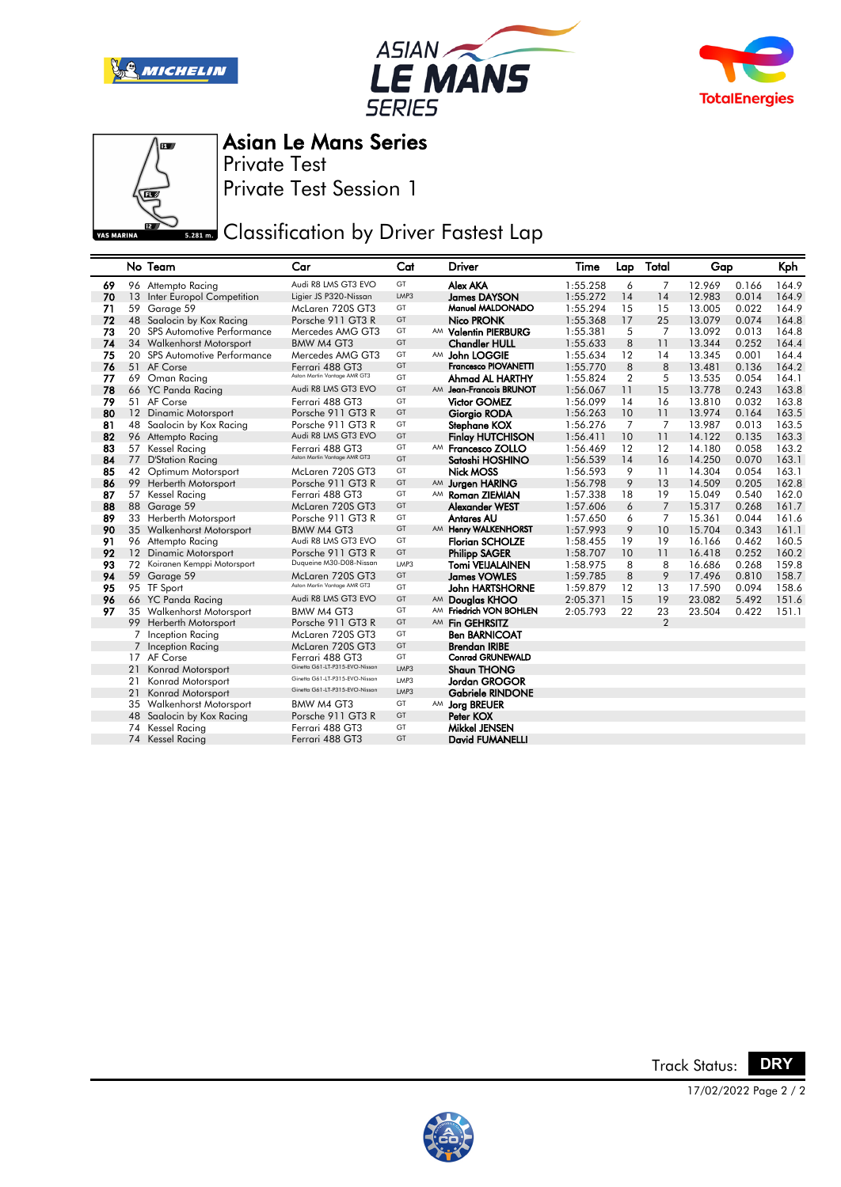# Asian Le Mans Series

Private Test

Private Test Session 1

Classification by Driver Fastest Lap

| | No | Team | Car | Cat | | Driver | Time | Lap | Total | Gap | | Kph |
|---|---|---|---|---|---|---|---|---|---|---|---|---|
| 69 | 96 | Attempto Racing | Audi R8 LMS GT3 EVO | GT | | Alex AKA | 1:55.258 | 6 | 7 | 12.969 | 0.166 | 164.9 |
| 70 | 13 | Inter Europol Competition | Ligier JS P320-Nissan | LMP3 | | James DAYSON | 1:55.272 | 14 | 14 | 12.983 | 0.014 | 164.9 |
| 71 | 59 | Garage 59 | McLaren 720S GT3 | GT | | Manuel MALDONADO | 1:55.294 | 15 | 15 | 13.005 | 0.022 | 164.9 |
| 72 | 48 | Saalocin by Kox Racing | Porsche 911 GT3 R | GT | | Nico PRONK | 1:55.368 | 17 | 25 | 13.079 | 0.074 | 164.8 |
| 73 | 20 | SPS Automotive Performance | Mercedes AMG GT3 | GT | AM | Valentin PIERBURG | 1:55.381 | 5 | 7 | 13.092 | 0.013 | 164.8 |
| 74 | 34 | Walkenhorst Motorsport | BMW M4 GT3 | GT | | Chandler HULL | 1:55.633 | 8 | 11 | 13.344 | 0.252 | 164.4 |
| 75 | 20 | SPS Automotive Performance | Mercedes AMG GT3 | GT | AM | John LOGGIE | 1:55.634 | 12 | 14 | 13.345 | 0.001 | 164.4 |
| 76 | 51 | AF Corse | Ferrari 488 GT3 | GT | | Francesco PIOVANETTI | 1:55.770 | 8 | 8 | 13.481 | 0.136 | 164.2 |
| 77 | 69 | Oman Racing | Aston Martin Vantage AMR GT3 | GT | | Ahmad AL HARTHY | 1:55.824 | 2 | 5 | 13.535 | 0.054 | 164.1 |
| 78 | 66 | YC Panda Racing | Audi R8 LMS GT3 EVO | GT | AM | Jean-Francois BRUNOT | 1:56.067 | 11 | 15 | 13.778 | 0.243 | 163.8 |
| 79 | 51 | AF Corse | Ferrari 488 GT3 | GT | | Victor GOMEZ | 1:56.099 | 14 | 16 | 13.810 | 0.032 | 163.8 |
| 80 | 12 | Dinamic Motorsport | Porsche 911 GT3 R | GT | | Giorgio RODA | 1:56.263 | 10 | 11 | 13.974 | 0.164 | 163.5 |
| 81 | 48 | Saalocin by Kox Racing | Porsche 911 GT3 R | GT | | Stephane KOX | 1:56.276 | 7 | 7 | 13.987 | 0.013 | 163.5 |
| 82 | 96 | Attempto Racing | Audi R8 LMS GT3 EVO | GT | | Finlay HUTCHISON | 1:56.411 | 10 | 11 | 14.122 | 0.135 | 163.3 |
| 83 | 57 | Kessel Racing | Ferrari 488 GT3 | GT | AM | Francesco ZOLLO | 1:56.469 | 12 | 12 | 14.180 | 0.058 | 163.2 |
| 84 | 77 | D'Station Racing | Aston Martin Vantage AMR GT3 | GT | | Satoshi HOSHINO | 1:56.539 | 14 | 16 | 14.250 | 0.070 | 163.1 |
| 85 | 42 | Optimum Motorsport | McLaren 720S GT3 | GT | | Nick MOSS | 1:56.593 | 9 | 11 | 14.304 | 0.054 | 163.1 |
| 86 | 99 | Herberth Motorsport | Porsche 911 GT3 R | GT | AM | Jurgen HARING | 1:56.798 | 9 | 13 | 14.509 | 0.205 | 162.8 |
| 87 | 57 | Kessel Racing | Ferrari 488 GT3 | GT | AM | Roman ZIEMIAN | 1:57.338 | 18 | 19 | 15.049 | 0.540 | 162.0 |
| 88 | 88 | Garage 59 | McLaren 720S GT3 | GT | | Alexander WEST | 1:57.606 | 6 | 7 | 15.317 | 0.268 | 161.7 |
| 89 | 33 | Herberth Motorsport | Porsche 911 GT3 R | GT | | Antares AU | 1:57.650 | 6 | 7 | 15.361 | 0.044 | 161.6 |
| 90 | 35 | Walkenhorst Motorsport | BMW M4 GT3 | GT | AM | Henry WALKENHORST | 1:57.993 | 9 | 10 | 15.704 | 0.343 | 161.1 |
| 91 | 96 | Attempto Racing | Audi R8 LMS GT3 EVO | GT | | Florian SCHOLZE | 1:58.455 | 19 | 19 | 16.166 | 0.462 | 160.5 |
| 92 | 12 | Dinamic Motorsport | Porsche 911 GT3 R | GT | | Philipp SAGER | 1:58.707 | 10 | 11 | 16.418 | 0.252 | 160.2 |
| 93 | 72 | Koiranen Kemppi Motorsport | Duqueine M30-D08-Nissan | LMP3 | | Tomi VEIJALAINEN | 1:58.975 | 8 | 8 | 16.686 | 0.268 | 159.8 |
| 94 | 59 | Garage 59 | McLaren 720S GT3 | GT | | James VOWLES | 1:59.785 | 8 | 9 | 17.496 | 0.810 | 158.7 |
| 95 | 95 | TF Sport | Aston Martin Vantage AMR GT3 | GT | | John HARTSHORNE | 1:59.879 | 12 | 13 | 17.590 | 0.094 | 158.6 |
| 96 | 66 | YC Panda Racing | Audi R8 LMS GT3 EVO | GT | AM | Douglas KHOO | 2:05.371 | 15 | 19 | 23.082 | 5.492 | 151.6 |
| 97 | 35 | Walkenhorst Motorsport | BMW M4 GT3 | GT | AM | Friedrich VON BOHLEN | 2:05.793 | 22 | 23 | 23.504 | 0.422 | 151.1 |
| | 99 | Herberth Motorsport | Porsche 911 GT3 R | GT | AM | Fin GEHRSITZ | | | 2 | | | |
| | 7 | Inception Racing | McLaren 720S GT3 | GT | | Ben BARNICOAT | | | | | | |
| | 7 | Inception Racing | McLaren 720S GT3 | GT | | Brendan IRIBE | | | | | | |
| | 17 | AF Corse | Ferrari 488 GT3 | GT | | Conrad GRUNEWALD | | | | | | |
| | 21 | Konrad Motorsport | Ginetta G61-LT-P315-EVO-Nissan | LMP3 | | Shaun THONG | | | | | | |
| | 21 | Konrad Motorsport | Ginetta G61-LT-P315-EVO-Nissan | LMP3 | | Jordan GROGOR | | | | | | |
| | 21 | Konrad Motorsport | Ginetta G61-LT-P315-EVO-Nissan | LMP3 | | Gabriele RINDONE | | | | | | |
| | 35 | Walkenhorst Motorsport | BMW M4 GT3 | GT | AM | Jorg BREUER | | | | | | |
| | 48 | Saalocin by Kox Racing | Porsche 911 GT3 R | GT | | Peter KOX | | | | | | |
| | 74 | Kessel Racing | Ferrari 488 GT3 | GT | | Mikkel JENSEN | | | | | | |
| | 74 | Kessel Racing | Ferrari 488 GT3 | GT | | David FUMANELLI | | | | | | |

Track Status: DRY

17/02/2022